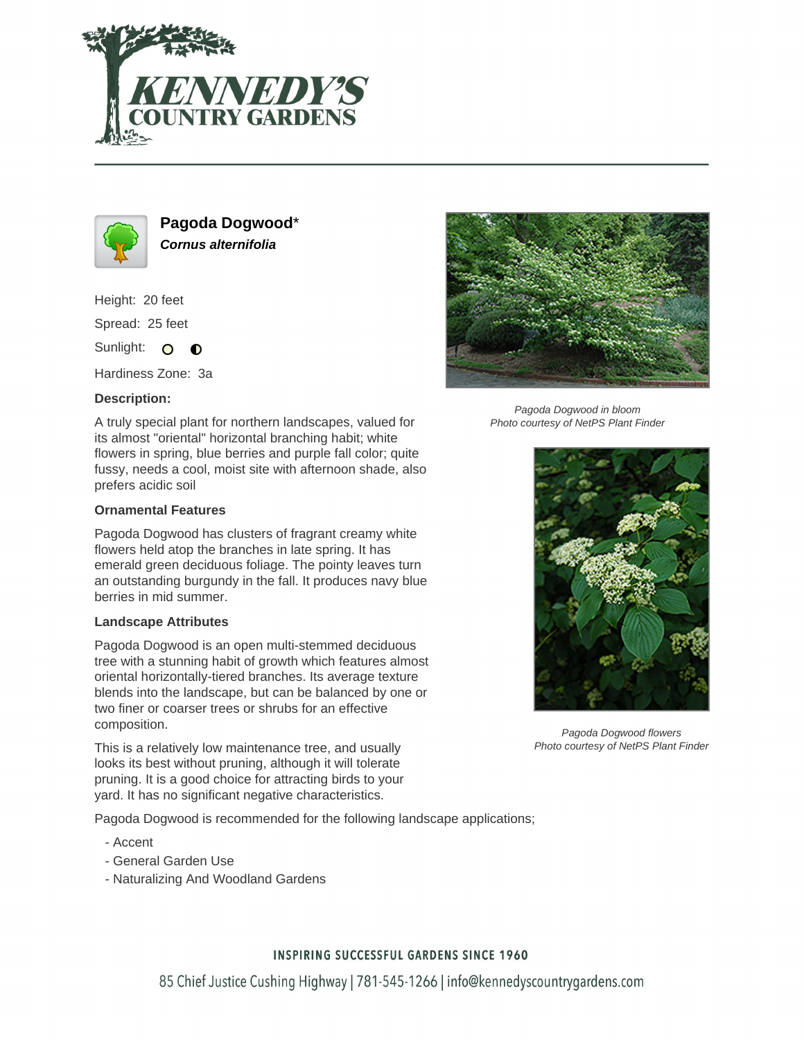# Pagoda Dogwood*

***Cornus alternifolia***

Height: 20 feet

Spread: 25 feet

Sunlight:

Hardiness Zone: 3a

**Description:**

A truly special plant for northern landscapes, valued for its almost "oriental" horizontal branching habit; white flowers in spring, blue berries and purple fall color; quite fussy, needs a cool, moist site with afternoon shade, also prefers acidic soil

### Ornamental Features

Pagoda Dogwood has clusters of fragrant creamy white flowers held atop the branches in late spring. It has emerald green deciduous foliage. The pointy leaves turn an outstanding burgundy in the fall. It produces navy blue berries in mid summer.

### Landscape Attributes

Pagoda Dogwood is an open multi-stemmed deciduous tree with a stunning habit of growth which features almost oriental horizontally-tiered branches. Its average texture blends into the landscape, but can be balanced by one or two finer or coarser trees or shrubs for an effective composition.

This is a relatively low maintenance tree, and usually looks its best without pruning, although it will tolerate pruning. It is a good choice for attracting birds to your yard. It has no significant negative characteristics.

Pagoda Dogwood is recommended for the following landscape applications;

- Accent
- General Garden Use
- Naturalizing And Woodland Gardens

*Pagoda Dogwood in bloom*
*Photo courtesy of NetPS Plant Finder*

*Pagoda Dogwood flowers*
*Photo courtesy of NetPS Plant Finder*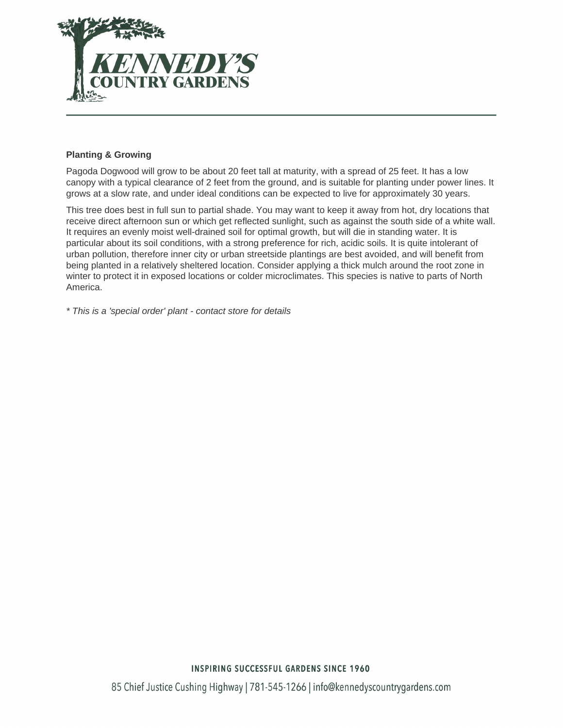**Planting & Growing**

Pagoda Dogwood will grow to be about 20 feet tall at maturity, with a spread of 25 feet. It has a low canopy with a typical clearance of 2 feet from the ground, and is suitable for planting under power lines. It grows at a slow rate, and under ideal conditions can be expected to live for approximately 30 years.

This tree does best in full sun to partial shade. You may want to keep it away from hot, dry locations that receive direct afternoon sun or which get reflected sunlight, such as against the south side of a white wall. It requires an evenly moist well-drained soil for optimal growth, but will die in standing water. It is particular about its soil conditions, with a strong preference for rich, acidic soils. It is quite intolerant of urban pollution, therefore inner city or urban streetside plantings are best avoided, and will benefit from being planted in a relatively sheltered location. Consider applying a thick mulch around the root zone in winter to protect it in exposed locations or colder microclimates. This species is native to parts of North America.

*\* This is a 'special order' plant - contact store for details*